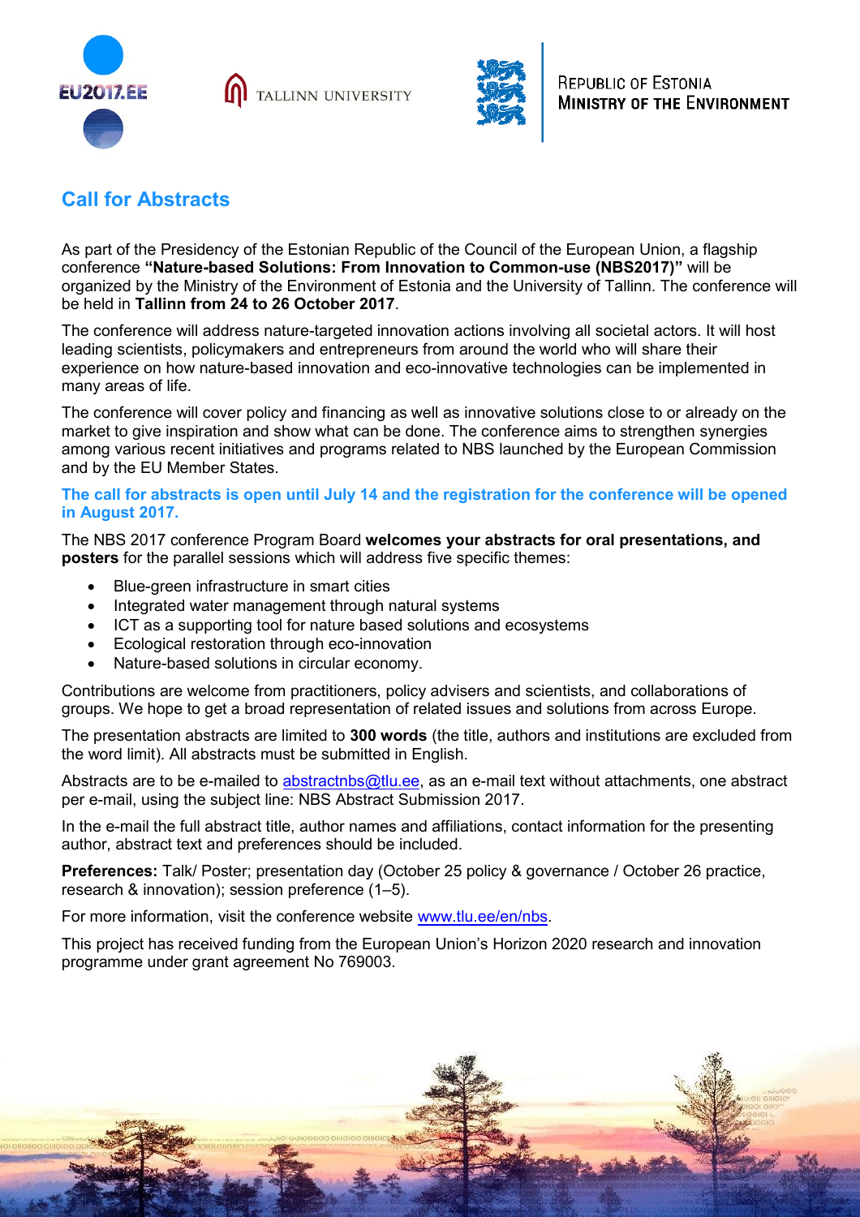EU2017.EE

TALLINN UNIVERSITY

REPUBLIC OF ESTONIA
MINISTRY OF THE ENVIRONMENT

## Call for Abstracts

As part of the Presidency of the Estonian Republic of the Council of the European Union, a flagship conference **"Nature-based Solutions: From Innovation to Common-use (NBS2017)"** will be organized by the Ministry of the Environment of Estonia and the University of Tallinn. The conference will be held in **Tallinn from 24 to 26 October 2017**.

The conference will address nature-targeted innovation actions involving all societal actors. It will host leading scientists, policymakers and entrepreneurs from around the world who will share their experience on how nature-based innovation and eco-innovative technologies can be implemented in many areas of life.

The conference will cover policy and financing as well as innovative solutions close to or already on the market to give inspiration and show what can be done. The conference aims to strengthen synergies among various recent initiatives and programs related to NBS launched by the European Commission and by the EU Member States.

**The call for abstracts is open until July 14 and the registration for the conference will be opened in August 2017.**

The NBS 2017 conference Program Board **welcomes your abstracts for oral presentations, and posters** for the parallel sessions which will address five specific themes:

- Blue-green infrastructure in smart cities
- Integrated water management through natural systems
- ICT as a supporting tool for nature based solutions and ecosystems
- Ecological restoration through eco-innovation
- Nature-based solutions in circular economy.

Contributions are welcome from practitioners, policy advisers and scientists, and collaborations of groups. We hope to get a broad representation of related issues and solutions from across Europe.

The presentation abstracts are limited to **300 words** (the title, authors and institutions are excluded from the word limit). All abstracts must be submitted in English.

Abstracts are to be e-mailed to abstractnbs@tlu.ee, as an e-mail text without attachments, one abstract per e-mail, using the subject line: NBS Abstract Submission 2017.

In the e-mail the full abstract title, author names and affiliations, contact information for the presenting author, abstract text and preferences should be included.

**Preferences:** Talk/ Poster; presentation day (October 25 policy & governance / October 26 practice, research & innovation); session preference (1–5).

For more information, visit the conference website www.tlu.ee/en/nbs.

This project has received funding from the European Union's Horizon 2020 research and innovation programme under grant agreement No 769003.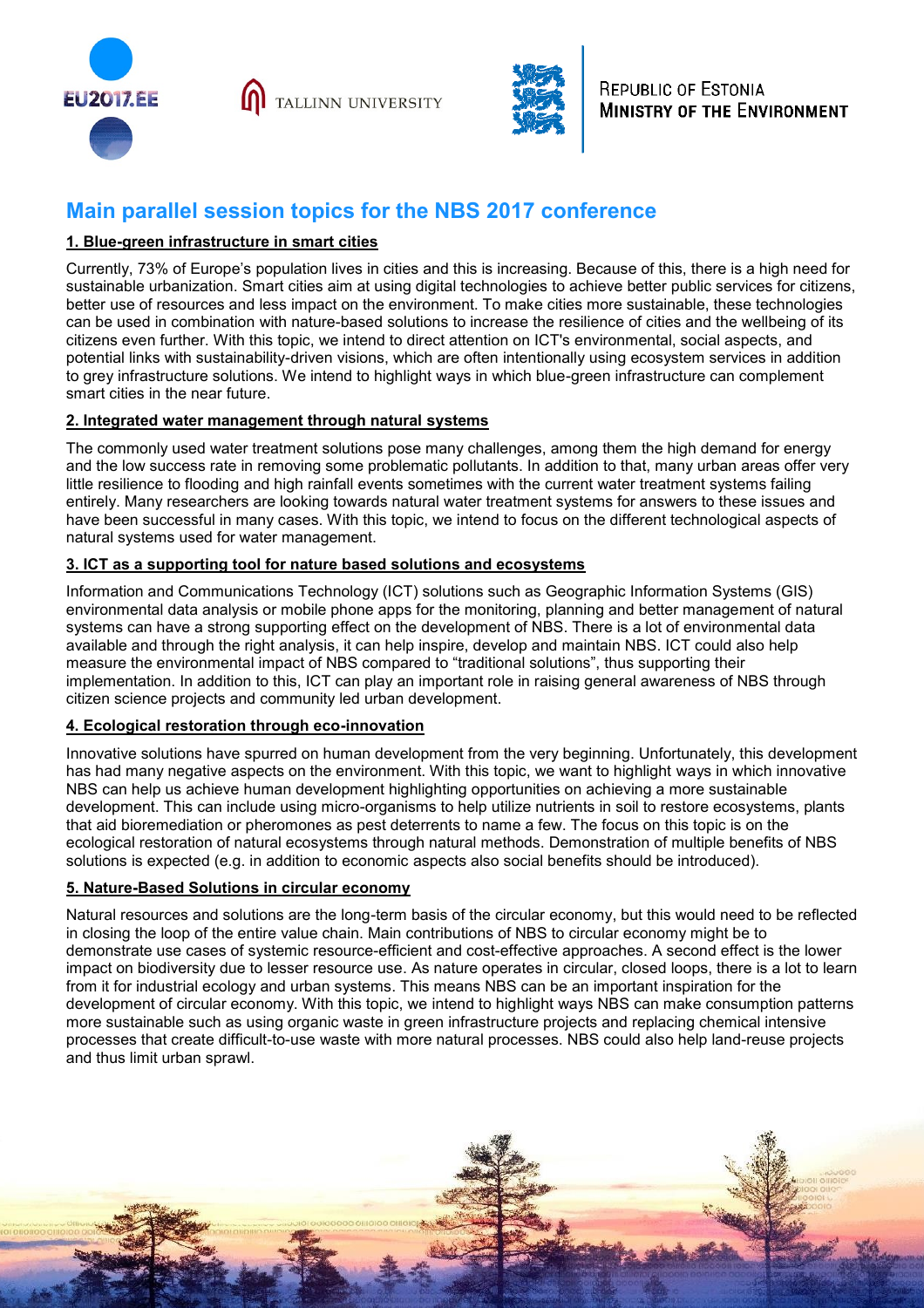# Main parallel session topics for the NBS 2017 conference

## 1. Blue-green infrastructure in smart cities

Currently, 73% of Europe's population lives in cities and this is increasing. Because of this, there is a high need for sustainable urbanization. Smart cities aim at using digital technologies to achieve better public services for citizens, better use of resources and less impact on the environment. To make cities more sustainable, these technologies can be used in combination with nature-based solutions to increase the resilience of cities and the wellbeing of its citizens even further. With this topic, we intend to direct attention on ICT's environmental, social aspects, and potential links with sustainability-driven visions, which are often intentionally using ecosystem services in addition to grey infrastructure solutions. We intend to highlight ways in which blue-green infrastructure can complement smart cities in the near future.

## 2. Integrated water management through natural systems

The commonly used water treatment solutions pose many challenges, among them the high demand for energy and the low success rate in removing some problematic pollutants. In addition to that, many urban areas offer very little resilience to flooding and high rainfall events sometimes with the current water treatment systems failing entirely. Many researchers are looking towards natural water treatment systems for answers to these issues and have been successful in many cases. With this topic, we intend to focus on the different technological aspects of natural systems used for water management.

## 3. ICT as a supporting tool for nature based solutions and ecosystems

Information and Communications Technology (ICT) solutions such as Geographic Information Systems (GIS) environmental data analysis or mobile phone apps for the monitoring, planning and better management of natural systems can have a strong supporting effect on the development of NBS. There is a lot of environmental data available and through the right analysis, it can help inspire, develop and maintain NBS. ICT could also help measure the environmental impact of NBS compared to "traditional solutions", thus supporting their implementation. In addition to this, ICT can play an important role in raising general awareness of NBS through citizen science projects and community led urban development.

## 4. Ecological restoration through eco-innovation

Innovative solutions have spurred on human development from the very beginning. Unfortunately, this development has had many negative aspects on the environment. With this topic, we want to highlight ways in which innovative NBS can help us achieve human development highlighting opportunities on achieving a more sustainable development. This can include using micro-organisms to help utilize nutrients in soil to restore ecosystems, plants that aid bioremediation or pheromones as pest deterrents to name a few. The focus on this topic is on the ecological restoration of natural ecosystems through natural methods. Demonstration of multiple benefits of NBS solutions is expected (e.g. in addition to economic aspects also social benefits should be introduced).

## 5. Nature-Based Solutions in circular economy

Natural resources and solutions are the long-term basis of the circular economy, but this would need to be reflected in closing the loop of the entire value chain. Main contributions of NBS to circular economy might be to demonstrate use cases of systemic resource-efficient and cost-effective approaches. A second effect is the lower impact on biodiversity due to lesser resource use. As nature operates in circular, closed loops, there is a lot to learn from it for industrial ecology and urban systems. This means NBS can be an important inspiration for the development of circular economy. With this topic, we intend to highlight ways NBS can make consumption patterns more sustainable such as using organic waste in green infrastructure projects and replacing chemical intensive processes that create difficult-to-use waste with more natural processes. NBS could also help land-reuse projects and thus limit urban sprawl.